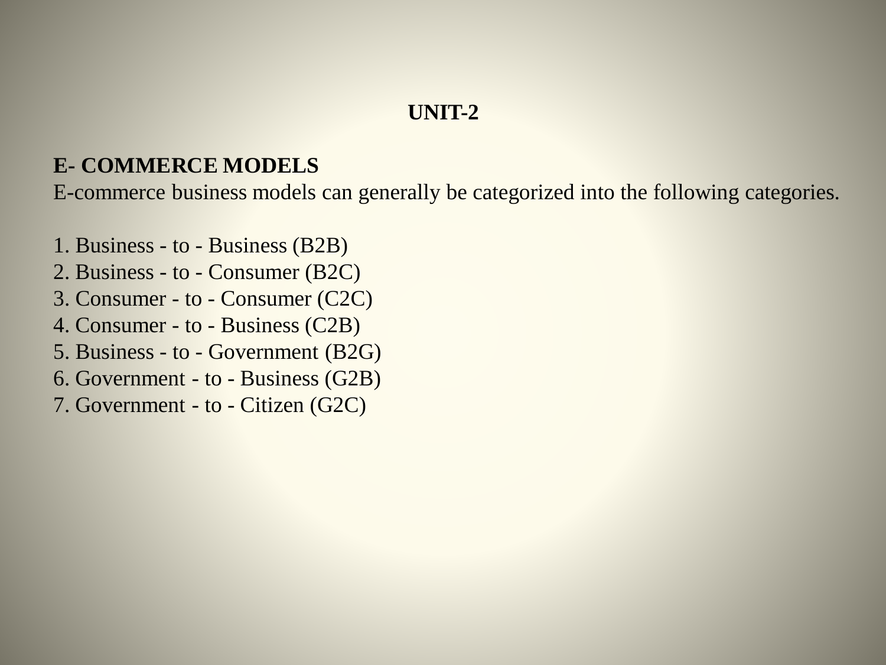# UNIT-2

## E- COMMERCE MODELS

E-commerce business models can generally be categorized into the following categories.

1. Business - to - Business (B2B)
2. Business - to - Consumer (B2C)
3. Consumer - to - Consumer (C2C)
4. Consumer - to - Business (C2B)
5. Business - to - Government (B2G)
6. Government - to - Business (G2B)
7. Government - to - Citizen (G2C)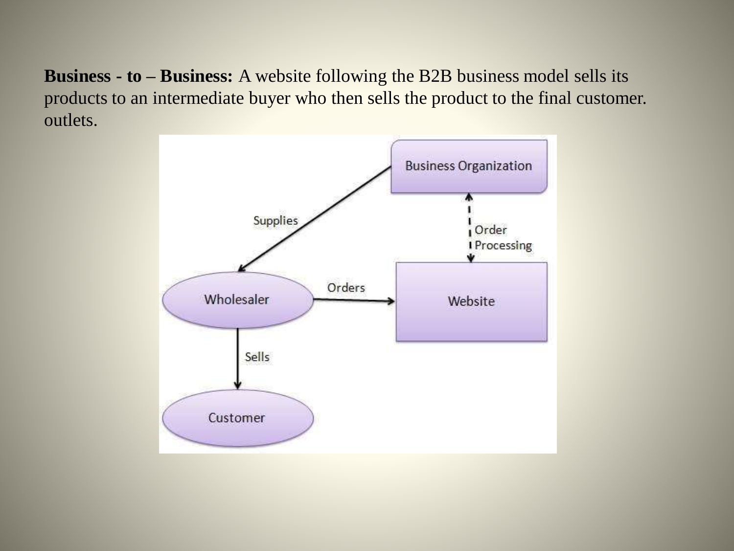**Business - to – Business:** A website following the B2B business model sells its products to an intermediate buyer who then sells the product to the final customer. outlets.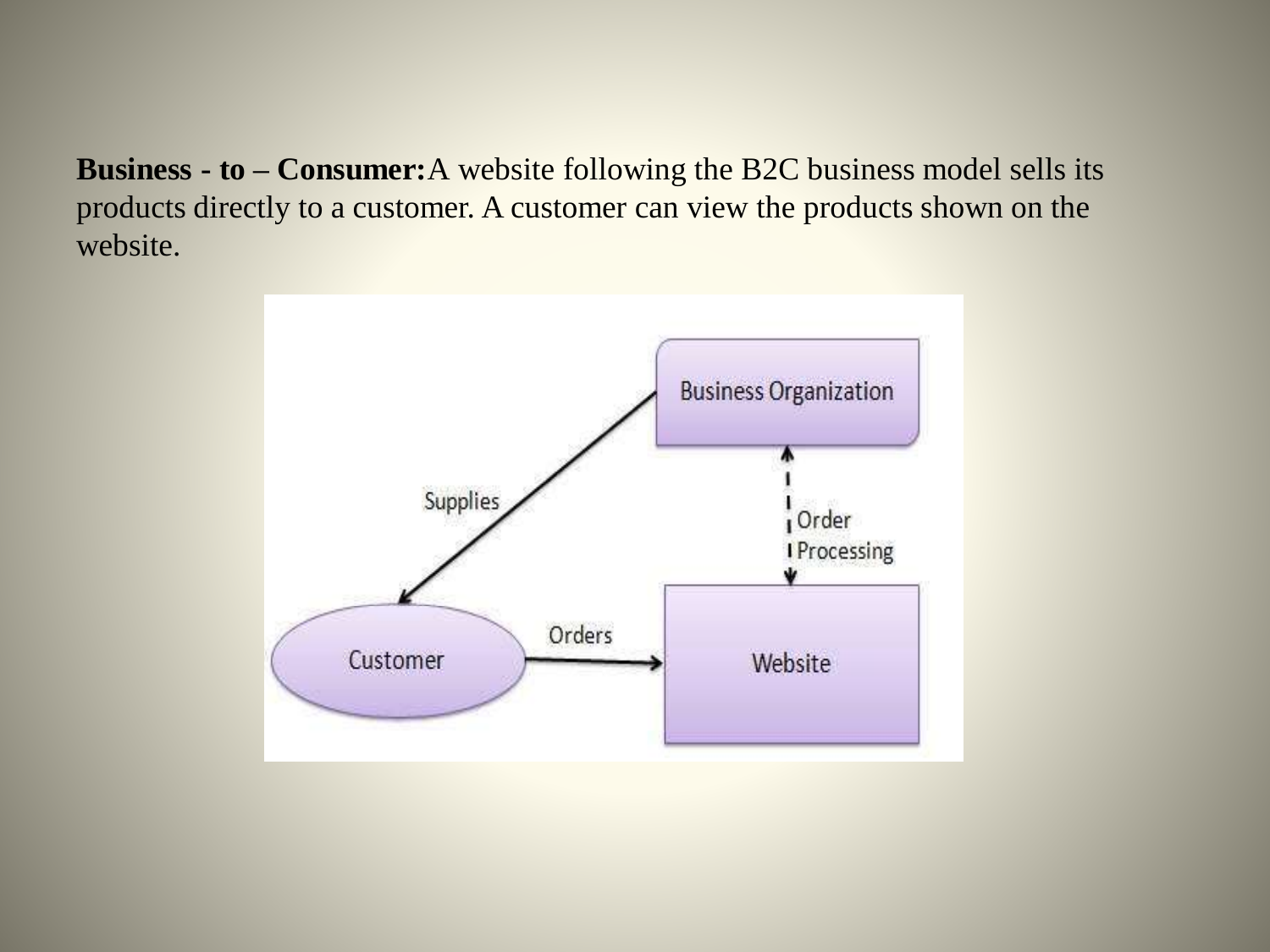**Business - to – Consumer:** A website following the B2C business model sells its products directly to a customer. A customer can view the products shown on the website.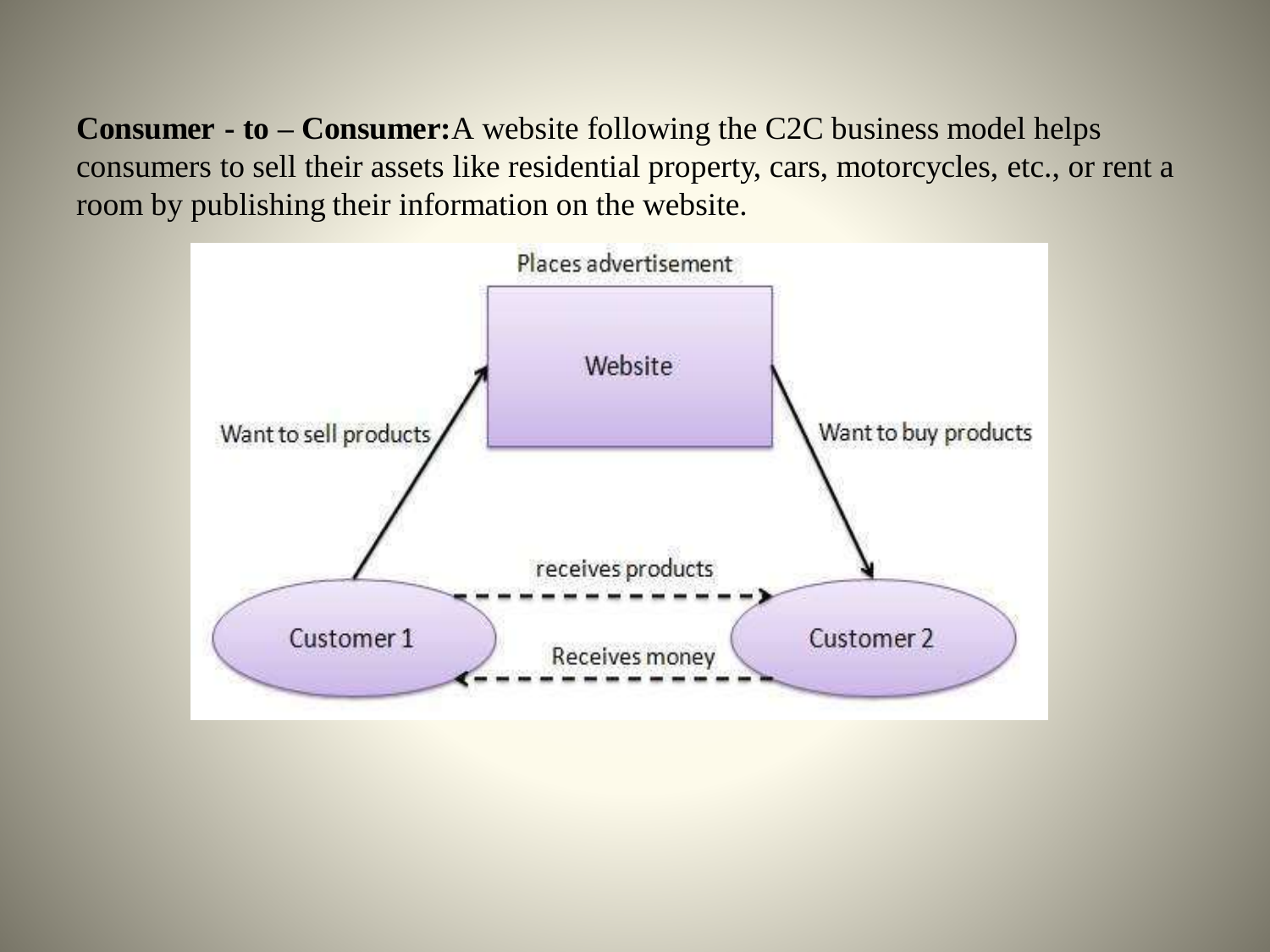**Consumer - to – Consumer:**A website following the C2C business model helps consumers to sell their assets like residential property, cars, motorcycles, etc., or rent a room by publishing their information on the website.

Places advertisement

Website

Want to sell products

Want to buy products

receives products

Customer 1

Customer 2

Receives money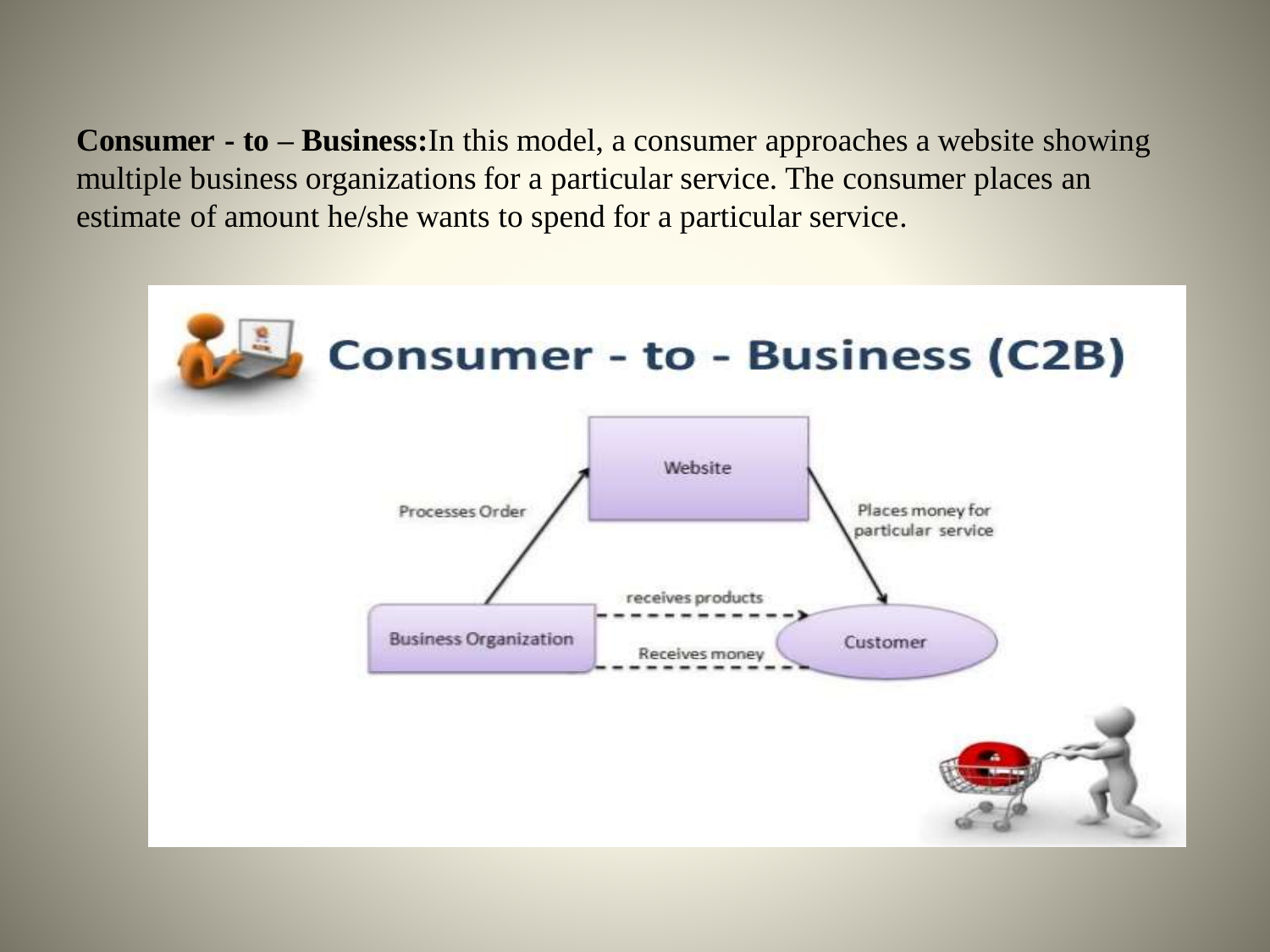**Consumer - to – Business:**In this model, a consumer approaches a website showing multiple business organizations for a particular service. The consumer places an estimate of amount he/she wants to spend for a particular service.

Consumer - to - Business (C2B)

Website

Processes Order

Places money for particular service

receives products

Business Organization

Receives money

Customer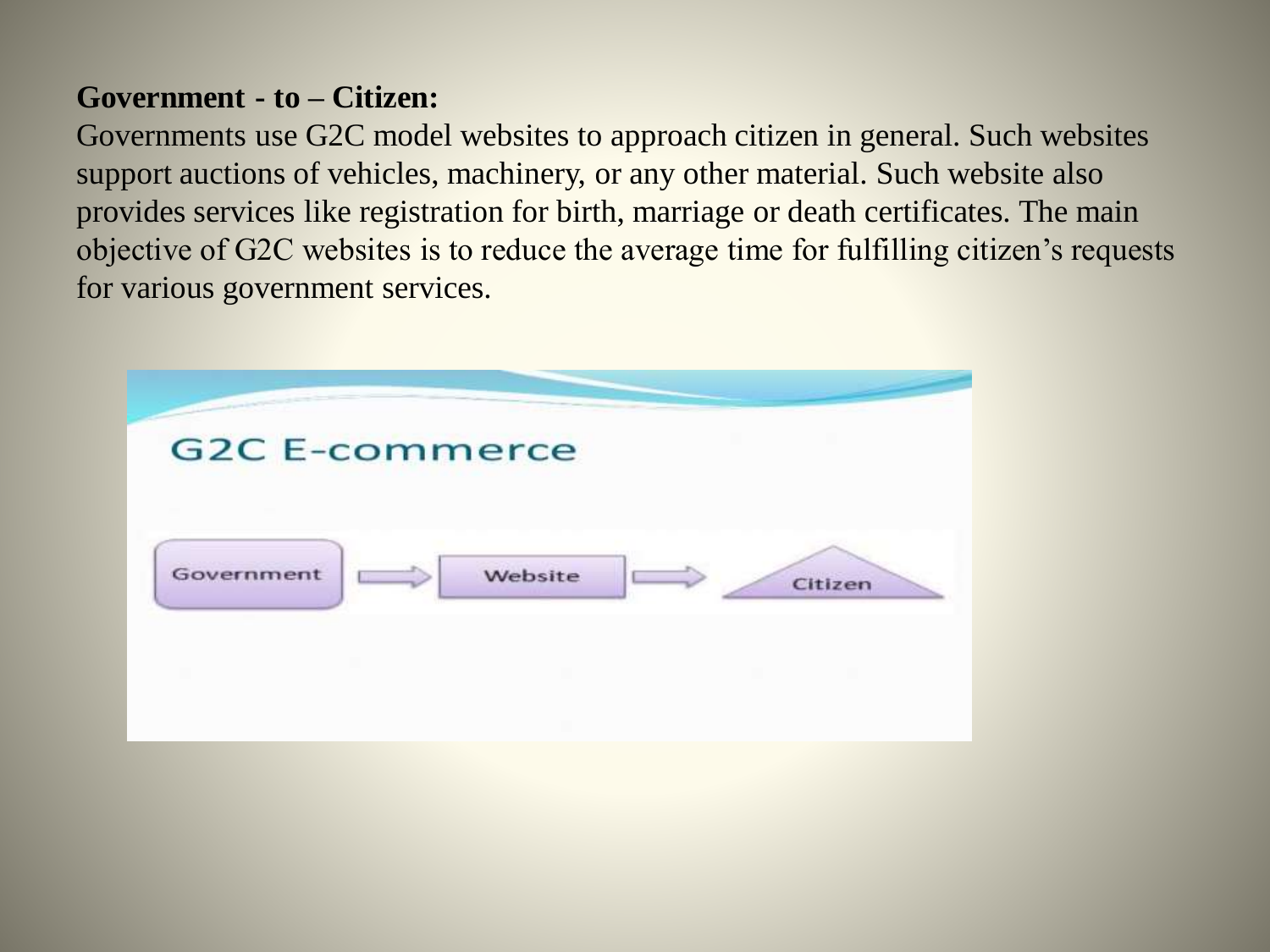**Government - to – Citizen:**

Governments use G2C model websites to approach citizen in general. Such websites support auctions of vehicles, machinery, or any other material. Such website also provides services like registration for birth, marriage or death certificates. The main objective of G2C websites is to reduce the average time for fulfilling citizen's requests for various government services.

G2C E-commerce

Government → Website → Citizen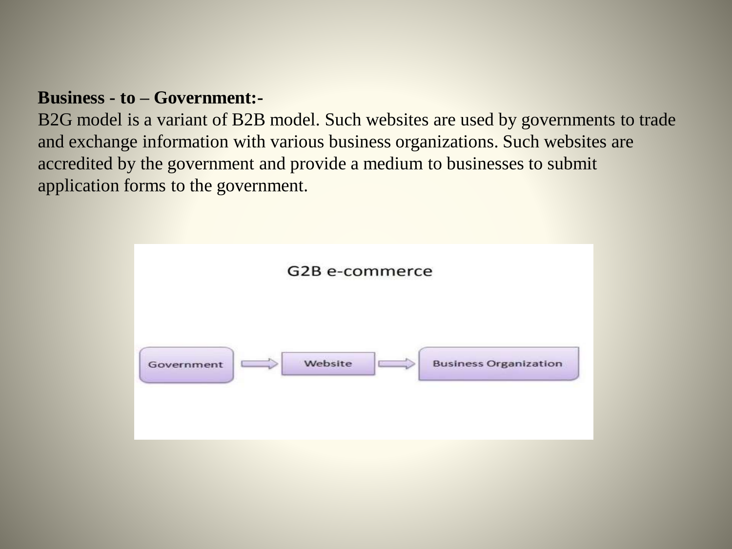**Business - to – Government:-**

B2G model is a variant of B2B model. Such websites are used by governments to trade and exchange information with various business organizations. Such websites are accredited by the government and provide a medium to businesses to submit application forms to the government.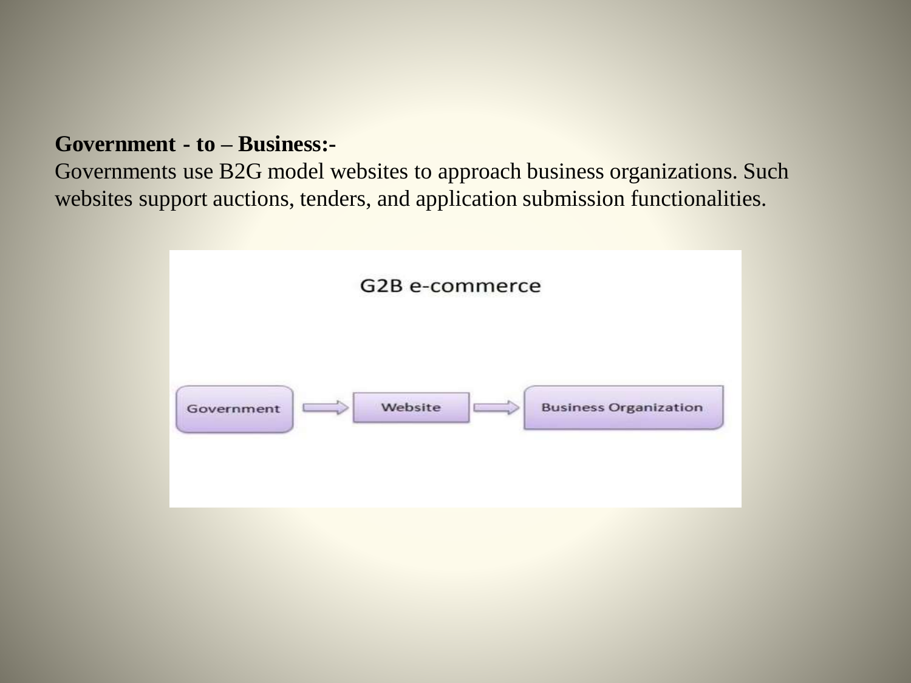**Government - to – Business:-**

Governments use B2G model websites to approach business organizations. Such websites support auctions, tenders, and application submission functionalities.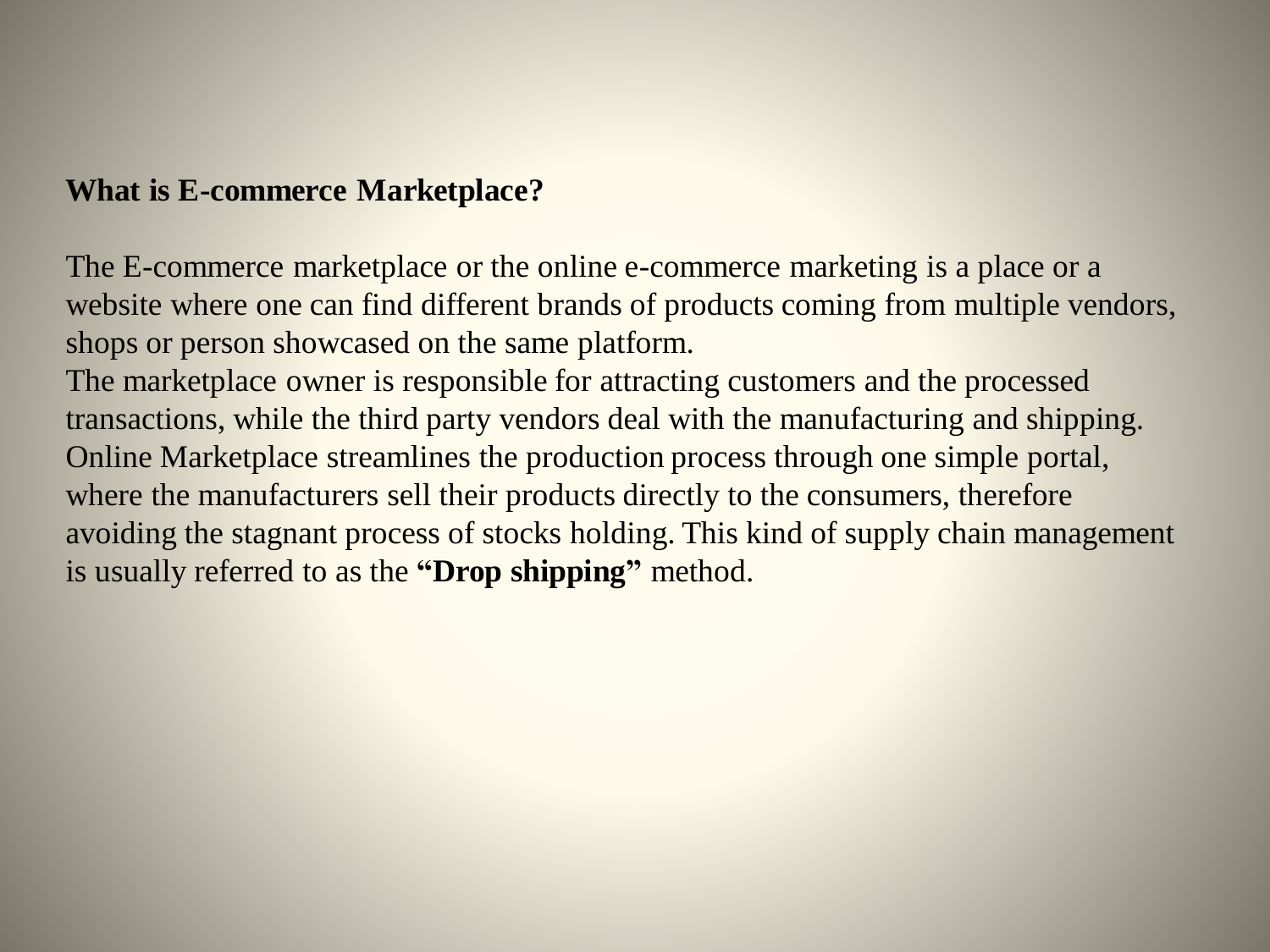**What is E-commerce Marketplace?**

The E-commerce marketplace or the online e-commerce marketing is a place or a website where one can find different brands of products coming from multiple vendors, shops or person showcased on the same platform.

The marketplace owner is responsible for attracting customers and the processed transactions, while the third party vendors deal with the manufacturing and shipping. Online Marketplace streamlines the production process through one simple portal, where the manufacturers sell their products directly to the consumers, therefore avoiding the stagnant process of stocks holding. This kind of supply chain management is usually referred to as the **“Drop shipping”** method.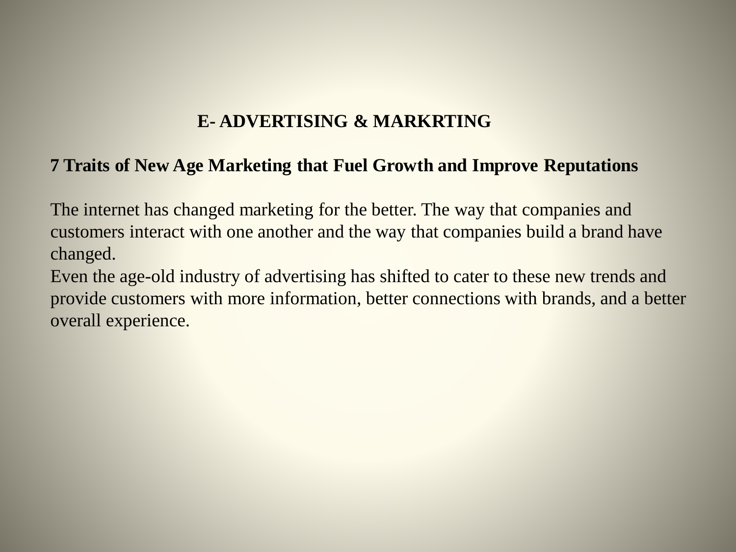# E- ADVERTISING & MARKRTING

## 7 Traits of New Age Marketing that Fuel Growth and Improve Reputations

The internet has changed marketing for the better. The way that companies and customers interact with one another and the way that companies build a brand have changed.

Even the age-old industry of advertising has shifted to cater to these new trends and provide customers with more information, better connections with brands, and a better overall experience.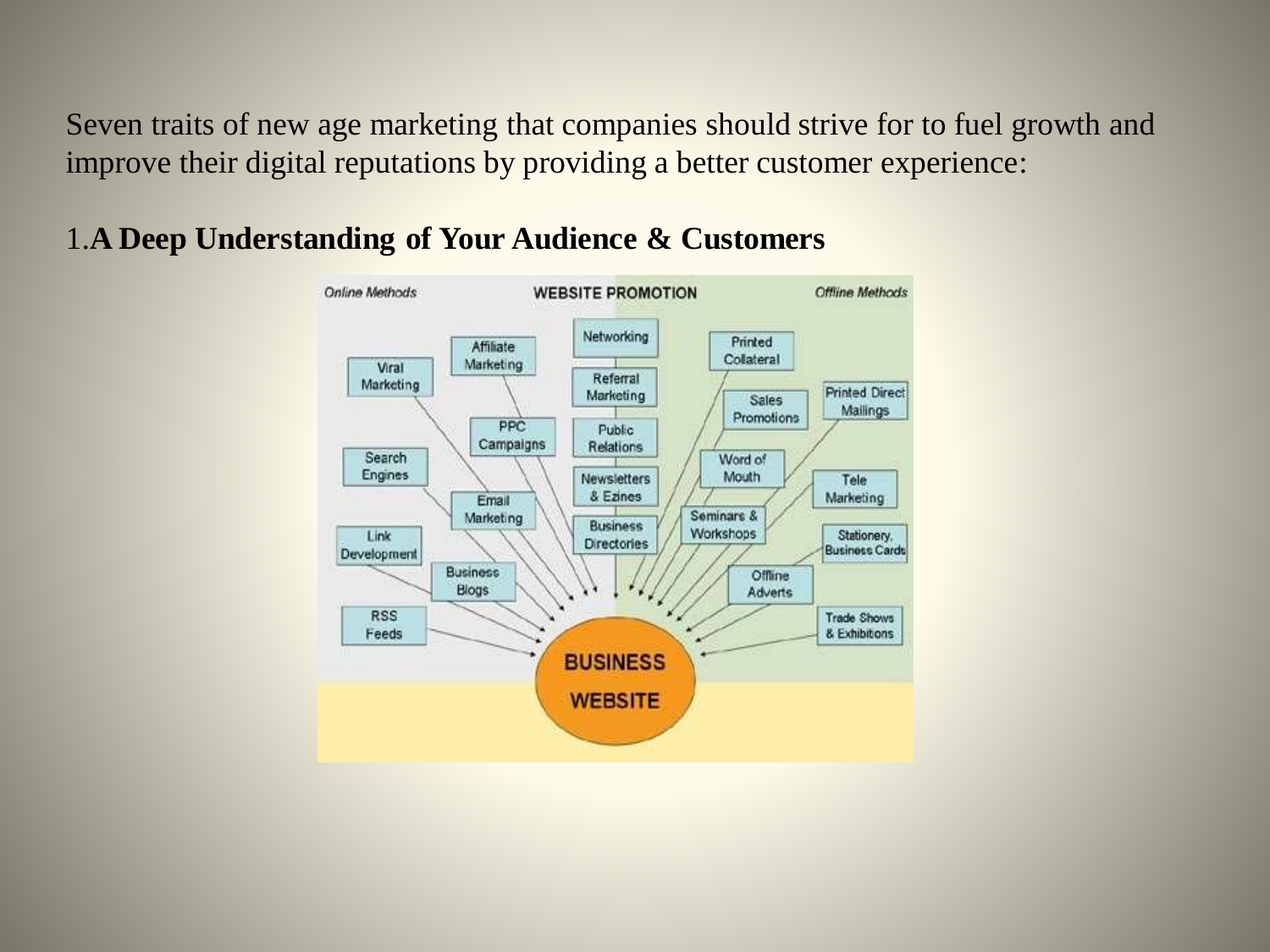Seven traits of new age marketing that companies should strive for to fuel growth and improve their digital reputations by providing a better customer experience:

1. **A Deep Understanding of Your Audience & Customers**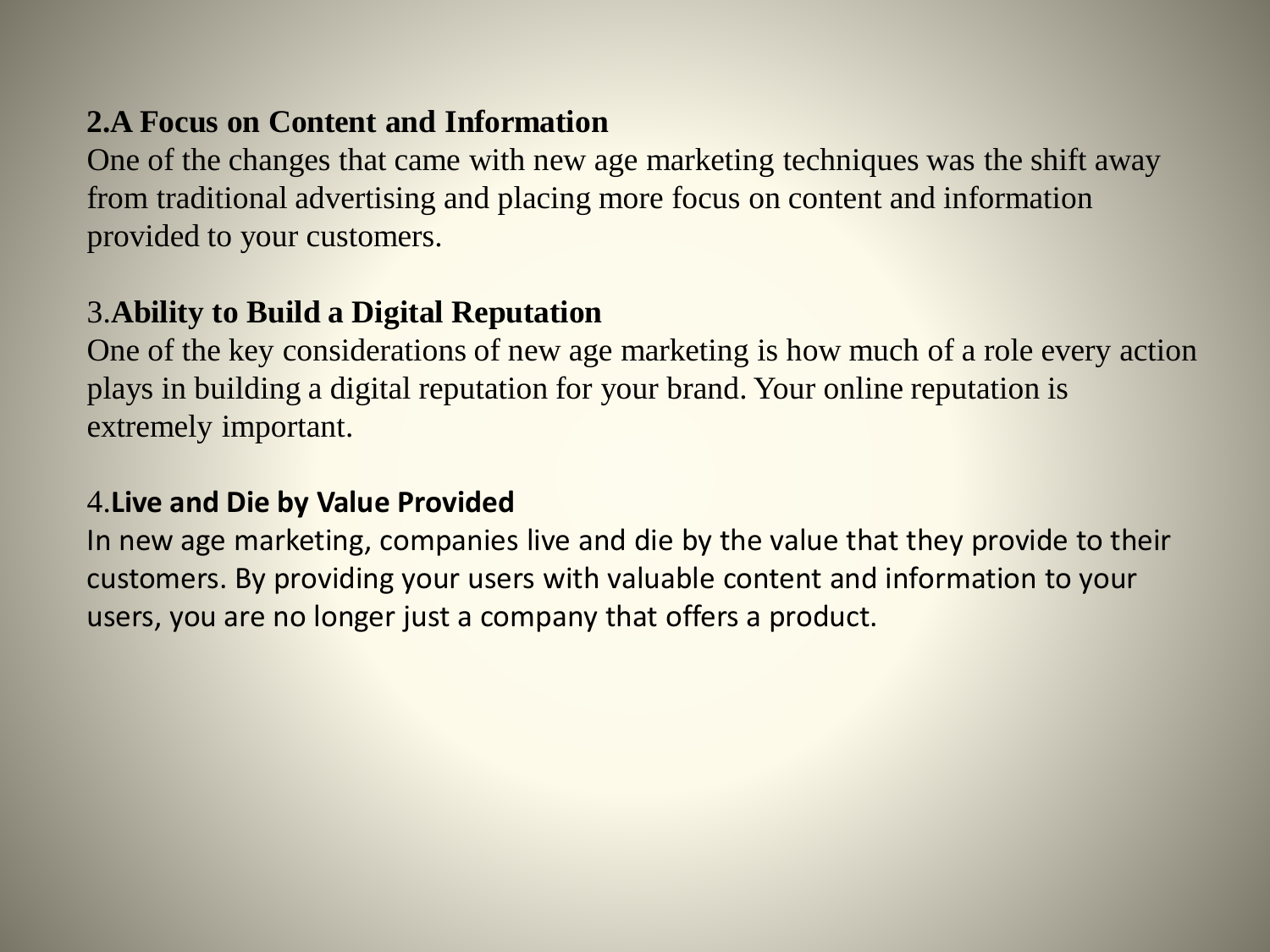**2.A Focus on Content and Information**

One of the changes that came with new age marketing techniques was the shift away from traditional advertising and placing more focus on content and information provided to your customers.

3.**Ability to Build a Digital Reputation**

One of the key considerations of new age marketing is how much of a role every action plays in building a digital reputation for your brand. Your online reputation is extremely important.

4.**Live and Die by Value Provided**

In new age marketing, companies live and die by the value that they provide to their customers. By providing your users with valuable content and information to your users, you are no longer just a company that offers a product.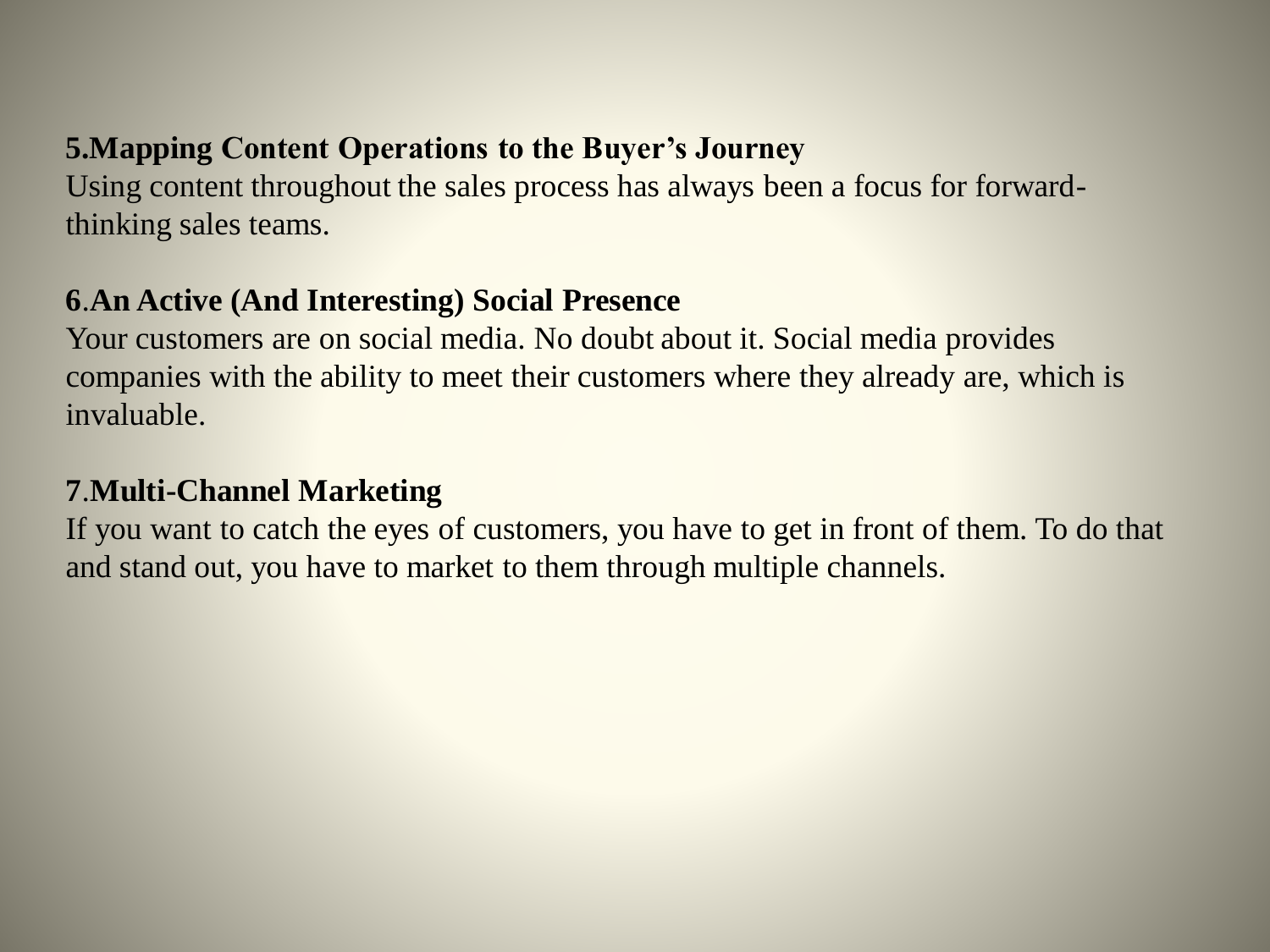**5.Mapping Content Operations to the Buyer’s Journey**

Using content throughout the sales process has always been a focus for forward-thinking sales teams.

**6.An Active (And Interesting) Social Presence**

Your customers are on social media. No doubt about it. Social media provides companies with the ability to meet their customers where they already are, which is invaluable.

**7.Multi-Channel Marketing**

If you want to catch the eyes of customers, you have to get in front of them. To do that and stand out, you have to market to them through multiple channels.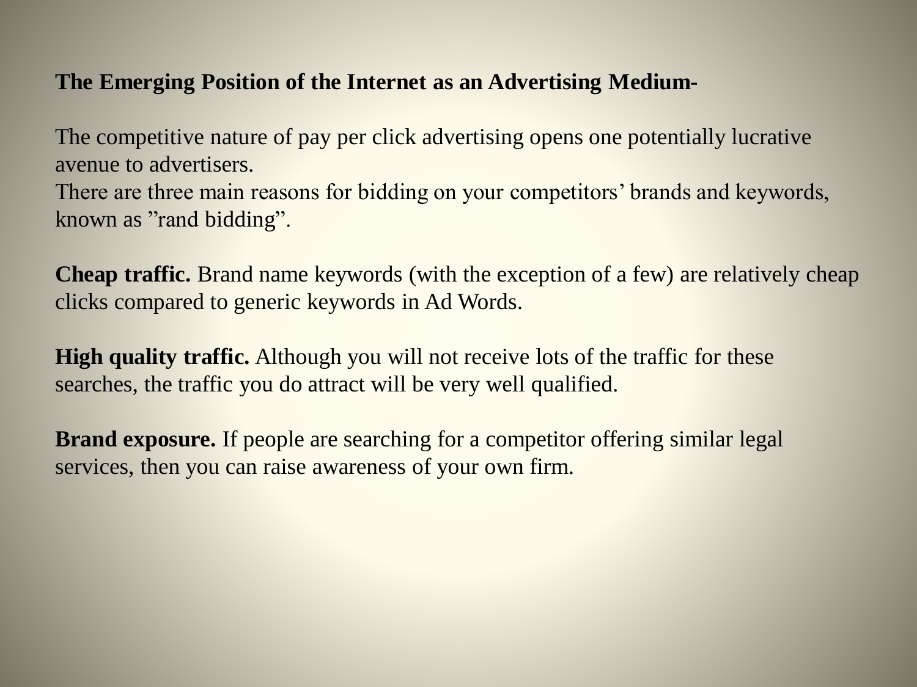**The Emerging Position of the Internet as an Advertising Medium-**

The competitive nature of pay per click advertising opens one potentially lucrative avenue to advertisers.
There are three main reasons for bidding on your competitors' brands and keywords, known as ”rand bidding”.

**Cheap traffic.** Brand name keywords (with the exception of a few) are relatively cheap clicks compared to generic keywords in Ad Words.

**High quality traffic.** Although you will not receive lots of the traffic for these searches, the traffic you do attract will be very well qualified.

**Brand exposure.** If people are searching for a competitor offering similar legal services, then you can raise awareness of your own firm.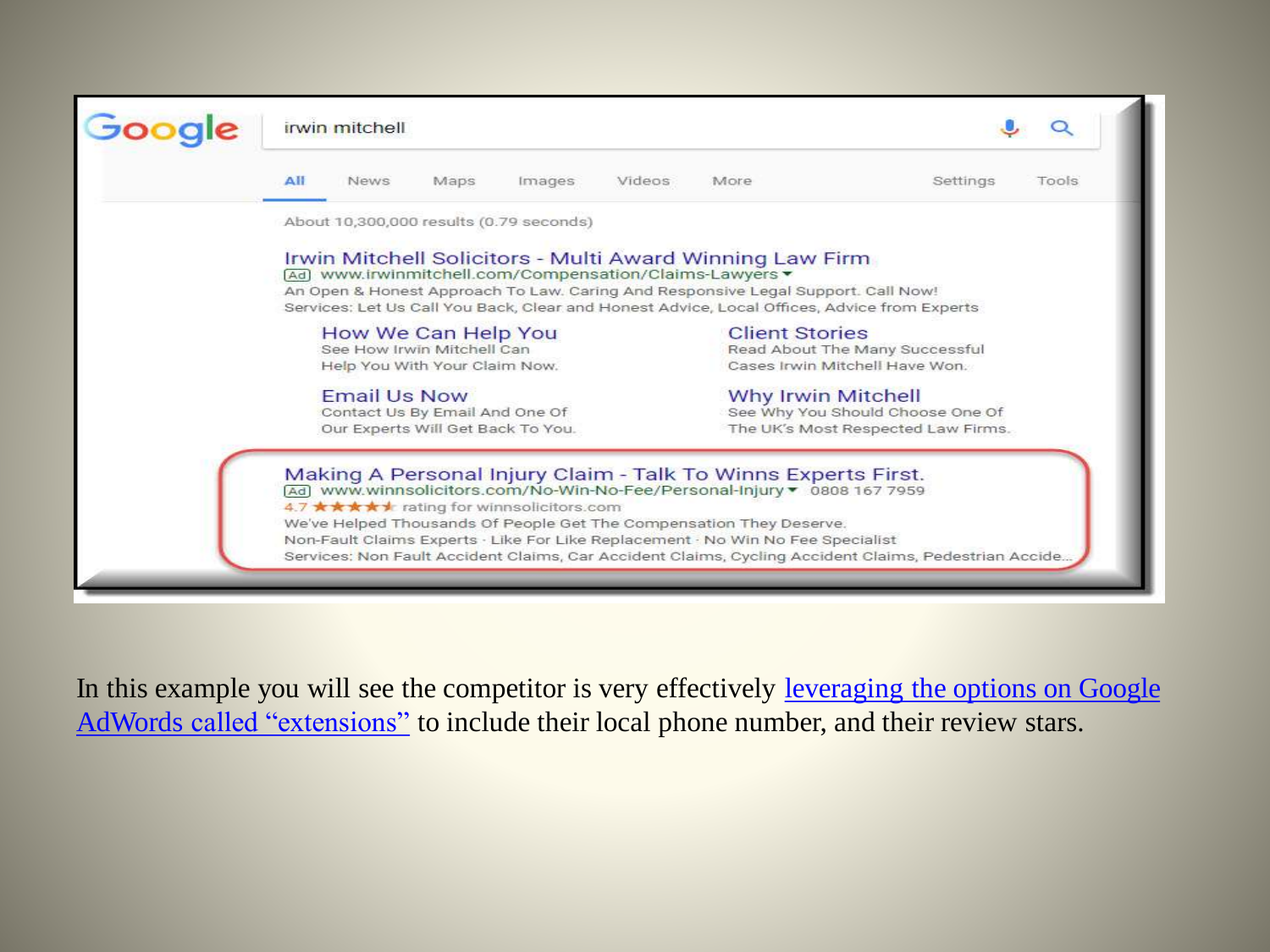In this example you will see the competitor is very effectively leveraging the options on Google AdWords called "extensions" to include their local phone number, and their review stars.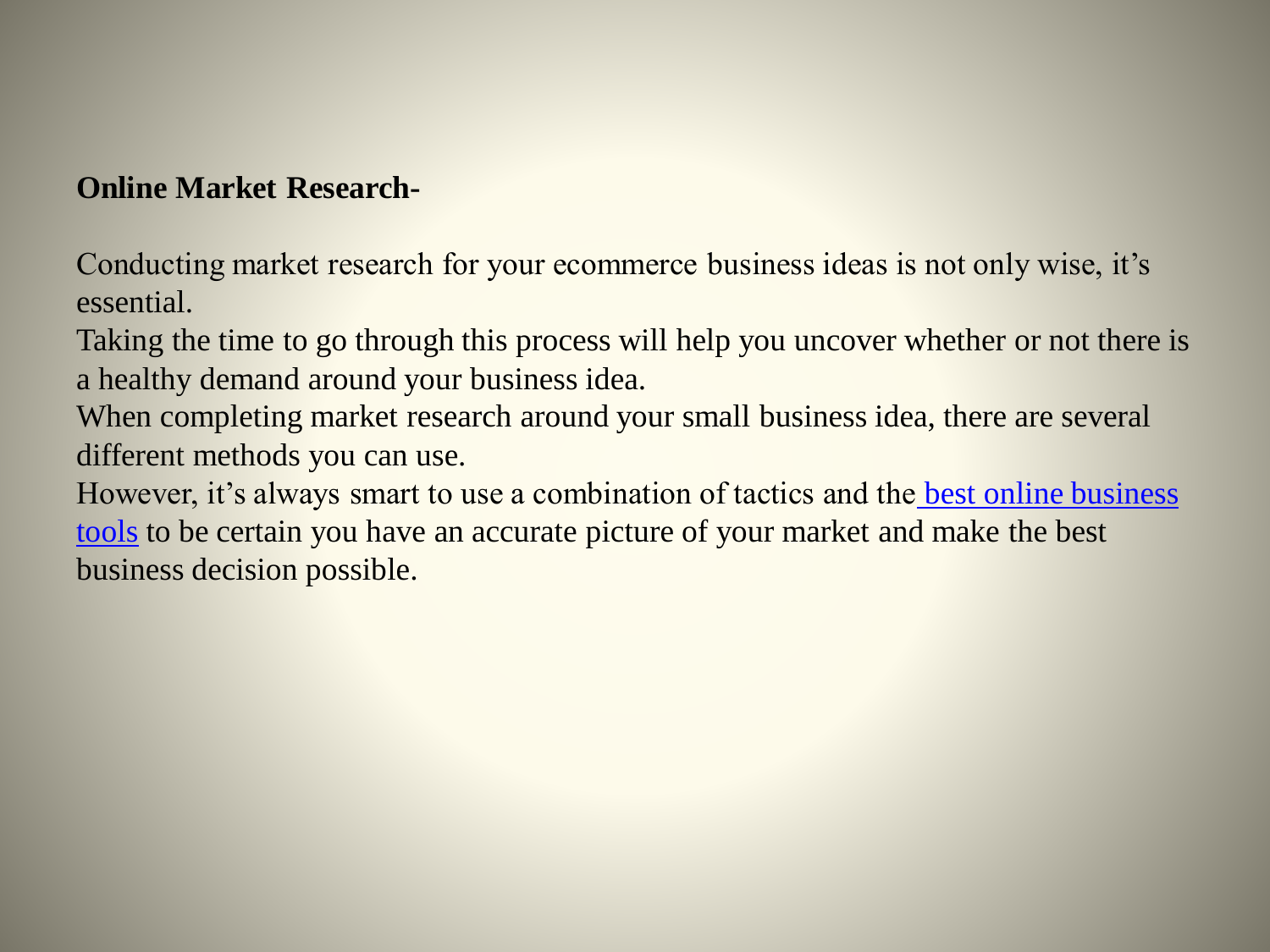**Online Market Research-**

Conducting market research for your ecommerce business ideas is not only wise, it's essential.

Taking the time to go through this process will help you uncover whether or not there is a healthy demand around your business idea.

When completing market research around your small business idea, there are several different methods you can use.

However, it's always smart to use a combination of tactics and the best online business tools to be certain you have an accurate picture of your market and make the best business decision possible.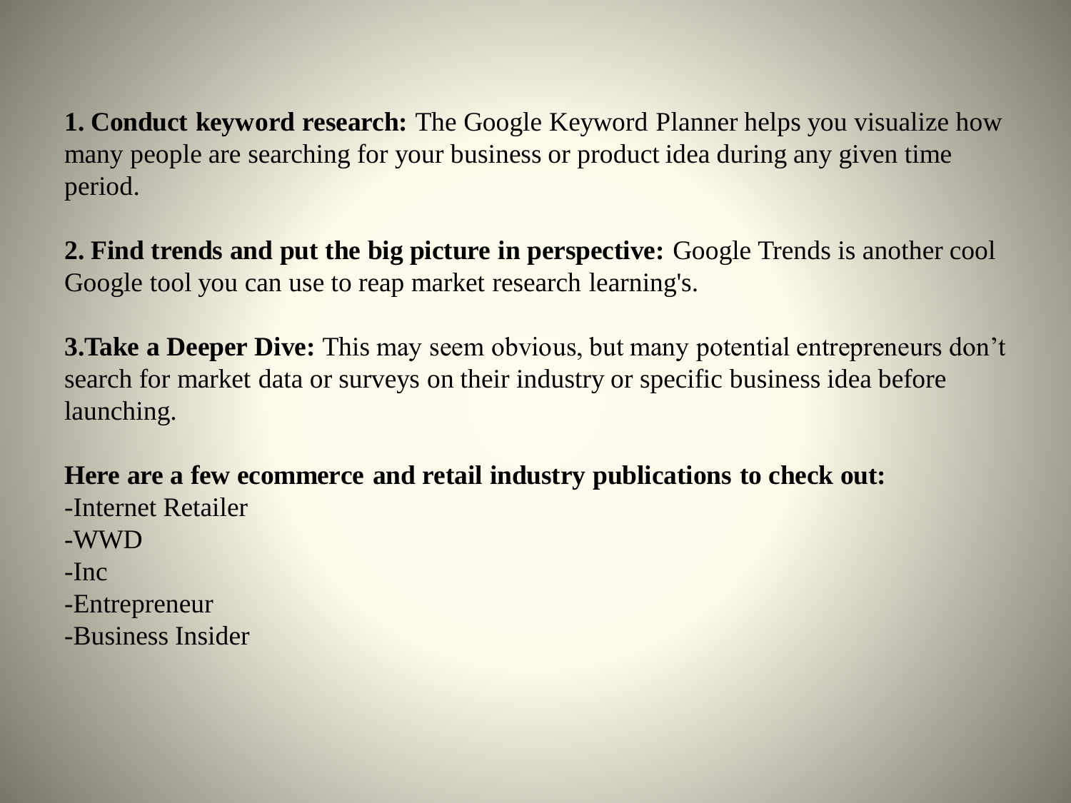**1. Conduct keyword research:** The Google Keyword Planner helps you visualize how many people are searching for your business or product idea during any given time period.

**2. Find trends and put the big picture in perspective:** Google Trends is another cool Google tool you can use to reap market research learning's.

**3.Take a Deeper Dive:** This may seem obvious, but many potential entrepreneurs don't search for market data or surveys on their industry or specific business idea before launching.

**Here are a few ecommerce and retail industry publications to check out:**

-Internet Retailer
-WWD
-Inc
-Entrepreneur
-Business Insider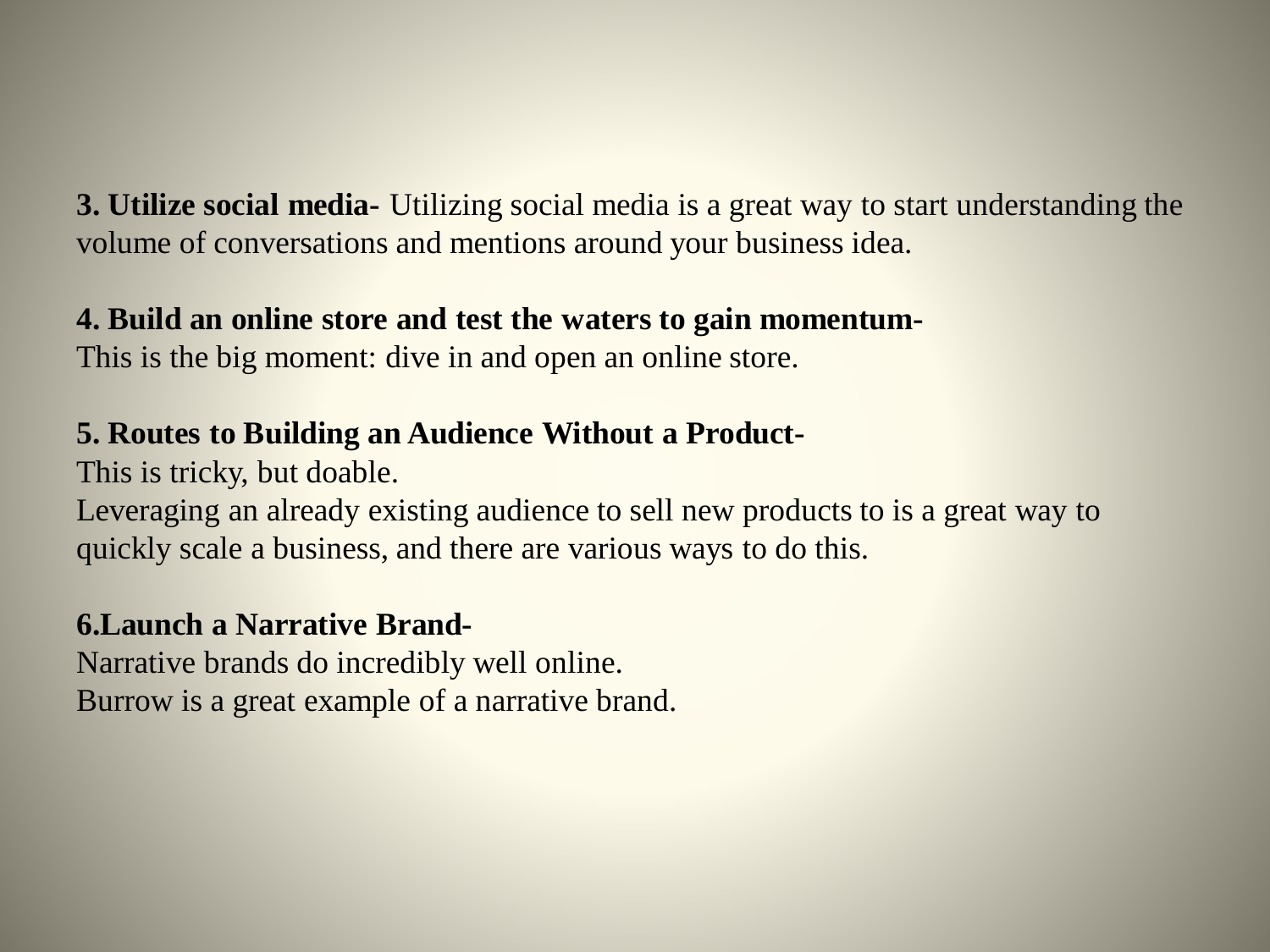**3. Utilize social media-** Utilizing social media is a great way to start understanding the volume of conversations and mentions around your business idea.

**4. Build an online store and test the waters to gain momentum-**
This is the big moment: dive in and open an online store.

**5. Routes to Building an Audience Without a Product-**
This is tricky, but doable.
Leveraging an already existing audience to sell new products to is a great way to quickly scale a business, and there are various ways to do this.

**6.Launch a Narrative Brand-**
Narrative brands do incredibly well online.
Burrow is a great example of a narrative brand.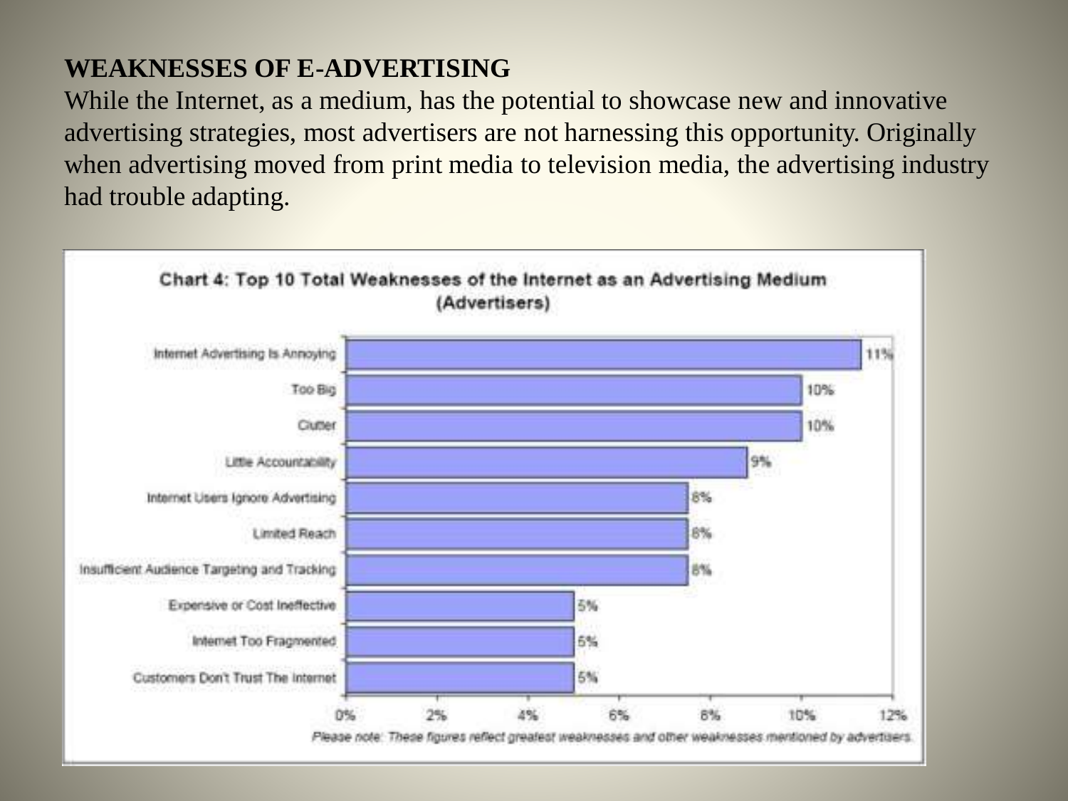**WEAKNESSES OF E-ADVERTISING**

While the Internet, as a medium, has the potential to showcase new and innovative advertising strategies, most advertisers are not harnessing this opportunity. Originally when advertising moved from print media to television media, the advertising industry had trouble adapting.

**Chart 4: Top 10 Total Weaknesses of the Internet as an Advertising Medium (Advertisers)**

| Weakness | Percentage |
|---|---|
| Internet Advertising Is Annoying | 11% |
| Too Big | 10% |
| Clutter | 10% |
| Little Accountability | 9% |
| Internet Users Ignore Advertising | 8% |
| Limited Reach | 8% |
| Insufficient Audience Targeting and Tracking | 8% |
| Expensive or Cost Ineffective | 5% |
| Internet Too Fragmented | 5% |
| Customers Don't Trust The Internet | 5% |

*Please note: These figures reflect greatest weaknesses and other weaknesses mentioned by advertisers.*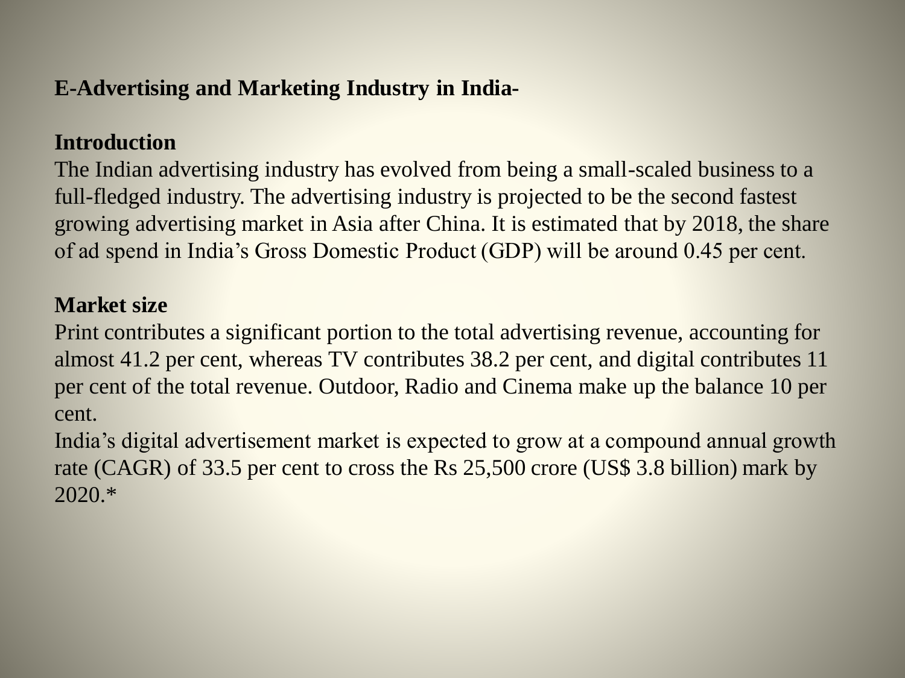**E-Advertising and Marketing Industry in India-**

**Introduction**

The Indian advertising industry has evolved from being a small-scaled business to a full-fledged industry. The advertising industry is projected to be the second fastest growing advertising market in Asia after China. It is estimated that by 2018, the share of ad spend in India's Gross Domestic Product (GDP) will be around 0.45 per cent.

**Market size**

Print contributes a significant portion to the total advertising revenue, accounting for almost 41.2 per cent, whereas TV contributes 38.2 per cent, and digital contributes 11 per cent of the total revenue. Outdoor, Radio and Cinema make up the balance 10 per cent.

India's digital advertisement market is expected to grow at a compound annual growth rate (CAGR) of 33.5 per cent to cross the Rs 25,500 crore (US$ 3.8 billion) mark by 2020.*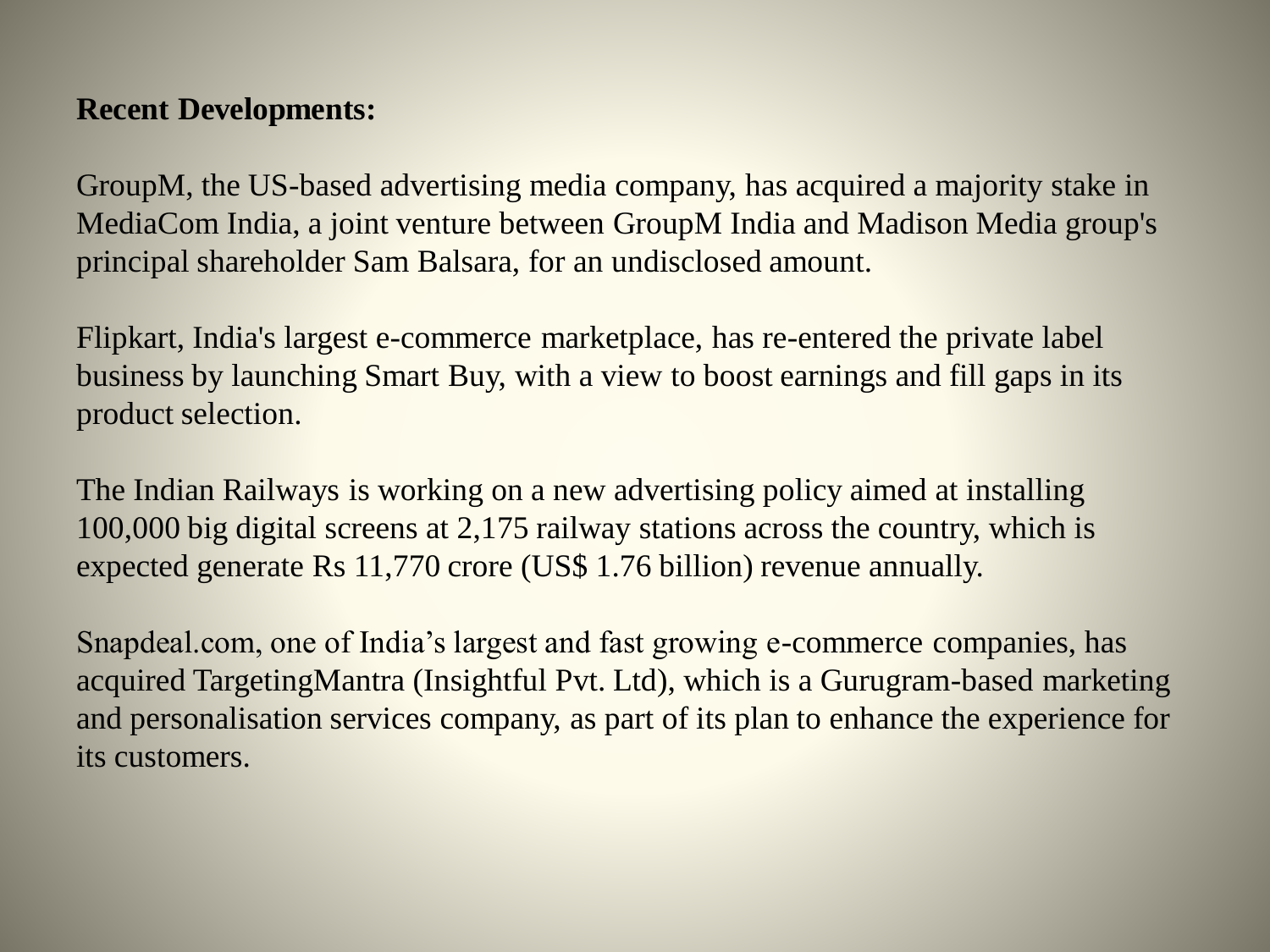**Recent Developments:**

GroupM, the US-based advertising media company, has acquired a majority stake in MediaCom India, a joint venture between GroupM India and Madison Media group's principal shareholder Sam Balsara, for an undisclosed amount.

Flipkart, India's largest e-commerce marketplace, has re-entered the private label business by launching Smart Buy, with a view to boost earnings and fill gaps in its product selection.

The Indian Railways is working on a new advertising policy aimed at installing 100,000 big digital screens at 2,175 railway stations across the country, which is expected generate Rs 11,770 crore (US$ 1.76 billion) revenue annually.

Snapdeal.com, one of India's largest and fast growing e-commerce companies, has acquired TargetingMantra (Insightful Pvt. Ltd), which is a Gurugram-based marketing and personalisation services company, as part of its plan to enhance the experience for its customers.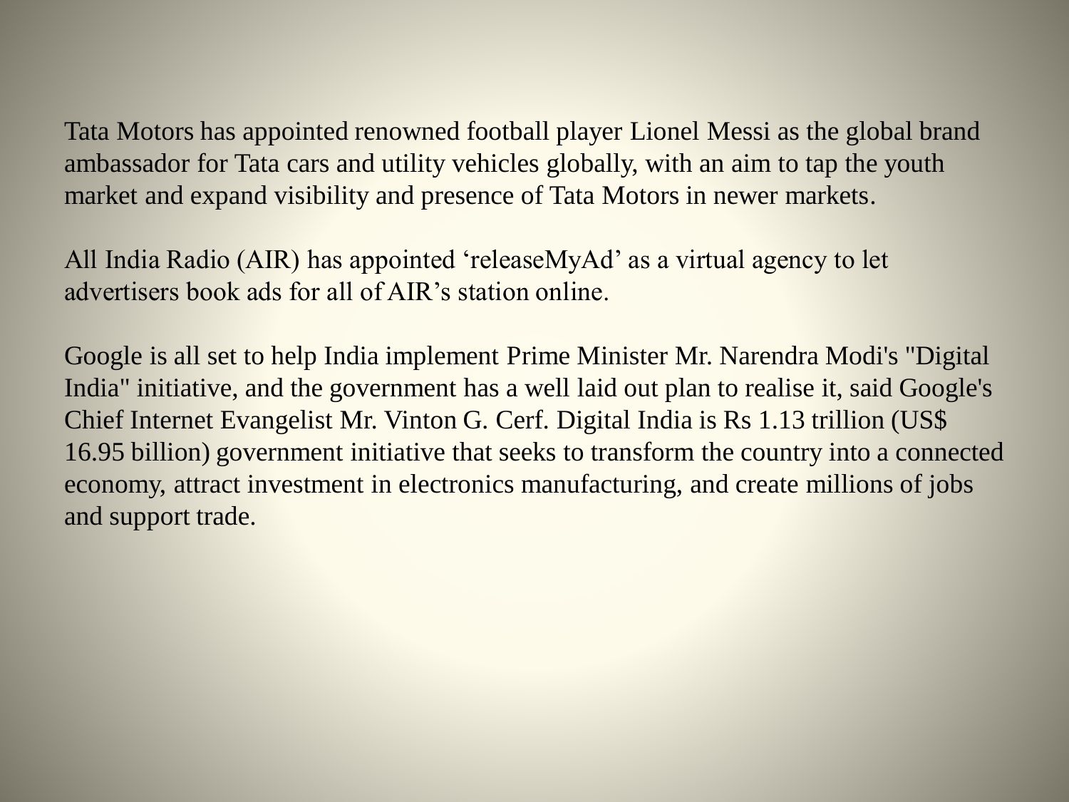Tata Motors has appointed renowned football player Lionel Messi as the global brand ambassador for Tata cars and utility vehicles globally, with an aim to tap the youth market and expand visibility and presence of Tata Motors in newer markets.

All India Radio (AIR) has appointed ‘releaseMyAd’ as a virtual agency to let advertisers book ads for all of AIR’s station online.

Google is all set to help India implement Prime Minister Mr. Narendra Modi's "Digital India" initiative, and the government has a well laid out plan to realise it, said Google's Chief Internet Evangelist Mr. Vinton G. Cerf. Digital India is Rs 1.13 trillion (US$ 16.95 billion) government initiative that seeks to transform the country into a connected economy, attract investment in electronics manufacturing, and create millions of jobs and support trade.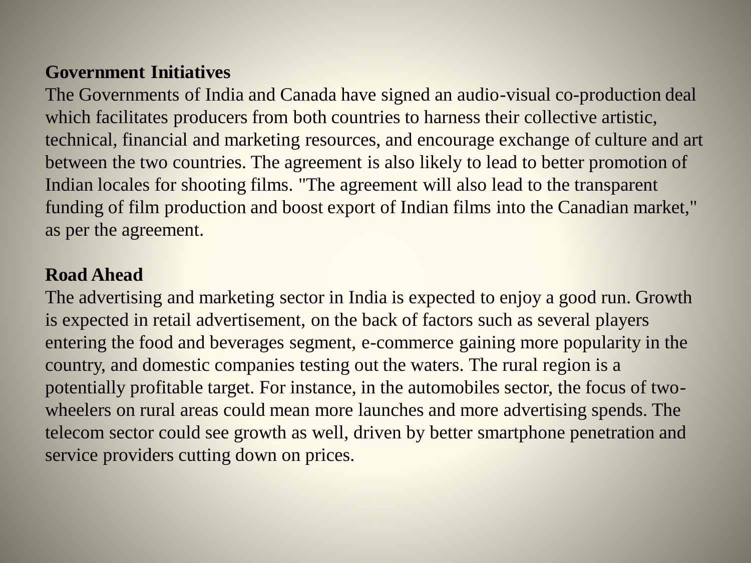**Government Initiatives**

The Governments of India and Canada have signed an audio-visual co-production deal which facilitates producers from both countries to harness their collective artistic, technical, financial and marketing resources, and encourage exchange of culture and art between the two countries. The agreement is also likely to lead to better promotion of Indian locales for shooting films. "The agreement will also lead to the transparent funding of film production and boost export of Indian films into the Canadian market," as per the agreement.

**Road Ahead**

The advertising and marketing sector in India is expected to enjoy a good run. Growth is expected in retail advertisement, on the back of factors such as several players entering the food and beverages segment, e-commerce gaining more popularity in the country, and domestic companies testing out the waters. The rural region is a potentially profitable target. For instance, in the automobiles sector, the focus of two-wheelers on rural areas could mean more launches and more advertising spends. The telecom sector could see growth as well, driven by better smartphone penetration and service providers cutting down on prices.